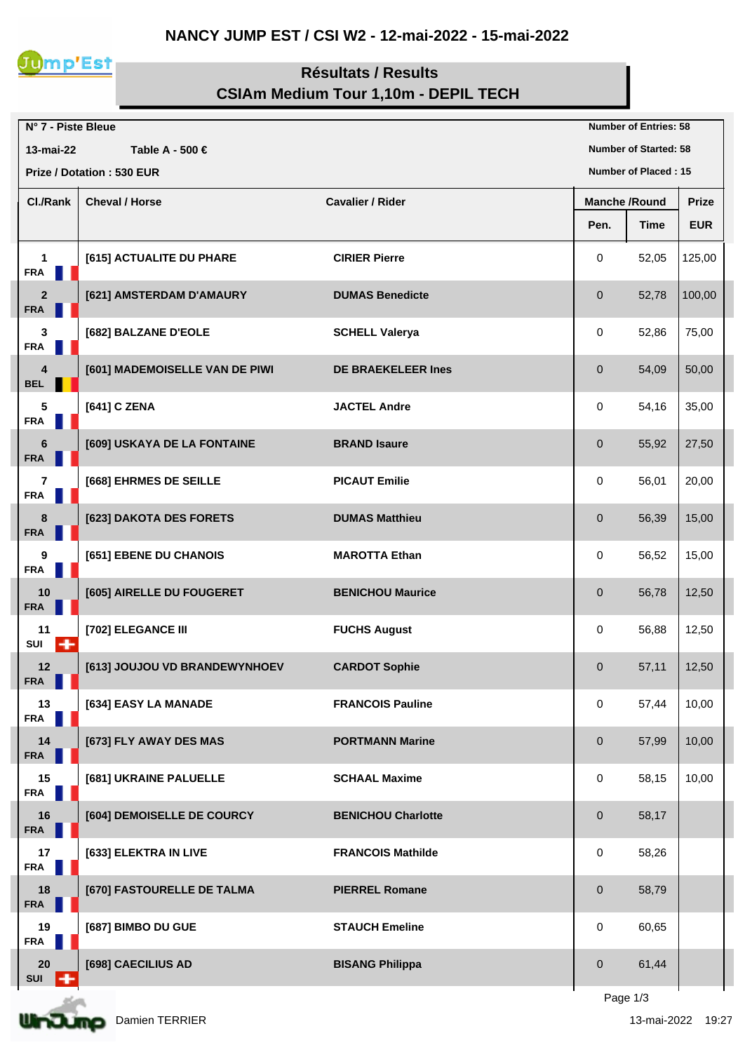# NANCY JUMP EST / CSI W2 - 12-mai-2022 - 15-mai-2022

## Résultats / Results
## CSIAm Medium Tour 1,10m - DEPIL TECH

**N° 7 - Piste Bleue**
**13-mai-22** **Table A - 500 €**
**Prize / Dotation : 530 EUR**

**Number of Entries: 58**
**Number of Started: 58**
**Number of Placed : 15**

| Cl./Rank | Cheval / Horse | Cavalier / Rider | Manche /Round | | Prize |
|---|---|---|---|---|---|
| | | | Pen. | Time | EUR |
| 1 FRA | [615] ACTUALITE DU PHARE | CIRIER Pierre | 0 | 52,05 | 125,00 |
| 2 FRA | [621] AMSTERDAM D'AMAURY | DUMAS Benedicte | 0 | 52,78 | 100,00 |
| 3 FRA | [682] BALZANE D'EOLE | SCHELL Valerya | 0 | 52,86 | 75,00 |
| 4 BEL | [601] MADEMOISELLE VAN DE PIWI | DE BRAEKELEER Ines | 0 | 54,09 | 50,00 |
| 5 FRA | [641] C ZENA | JACTEL Andre | 0 | 54,16 | 35,00 |
| 6 FRA | [609] USKAYA DE LA FONTAINE | BRAND Isaure | 0 | 55,92 | 27,50 |
| 7 FRA | [668] EHRMES DE SEILLE | PICAUT Emilie | 0 | 56,01 | 20,00 |
| 8 FRA | [623] DAKOTA DES FORETS | DUMAS Matthieu | 0 | 56,39 | 15,00 |
| 9 FRA | [651] EBENE DU CHANOIS | MAROTTA Ethan | 0 | 56,52 | 15,00 |
| 10 FRA | [605] AIRELLE DU FOUGERET | BENICHOU Maurice | 0 | 56,78 | 12,50 |
| 11 SUI | [702] ELEGANCE III | FUCHS August | 0 | 56,88 | 12,50 |
| 12 FRA | [613] JOUJOU VD BRANDEWYNHOEV | CARDOT Sophie | 0 | 57,11 | 12,50 |
| 13 FRA | [634] EASY LA MANADE | FRANCOIS Pauline | 0 | 57,44 | 10,00 |
| 14 FRA | [673] FLY AWAY DES MAS | PORTMANN Marine | 0 | 57,99 | 10,00 |
| 15 FRA | [681] UKRAINE PALUELLE | SCHAAL Maxime | 0 | 58,15 | 10,00 |
| 16 FRA | [604] DEMOISELLE DE COURCY | BENICHOU Charlotte | 0 | 58,17 | |
| 17 FRA | [633] ELEKTRA IN LIVE | FRANCOIS Mathilde | 0 | 58,26 | |
| 18 FRA | [670] FASTOURELLE DE TALMA | PIERREL Romane | 0 | 58,79 | |
| 19 FRA | [687] BIMBO DU GUE | STAUCH Emeline | 0 | 60,65 | |
| 20 SUI | [698] CAECILIUS AD | BISANG Philippa | 0 | 61,44 | |

Damien TERRIER

13-mai-2022 19:27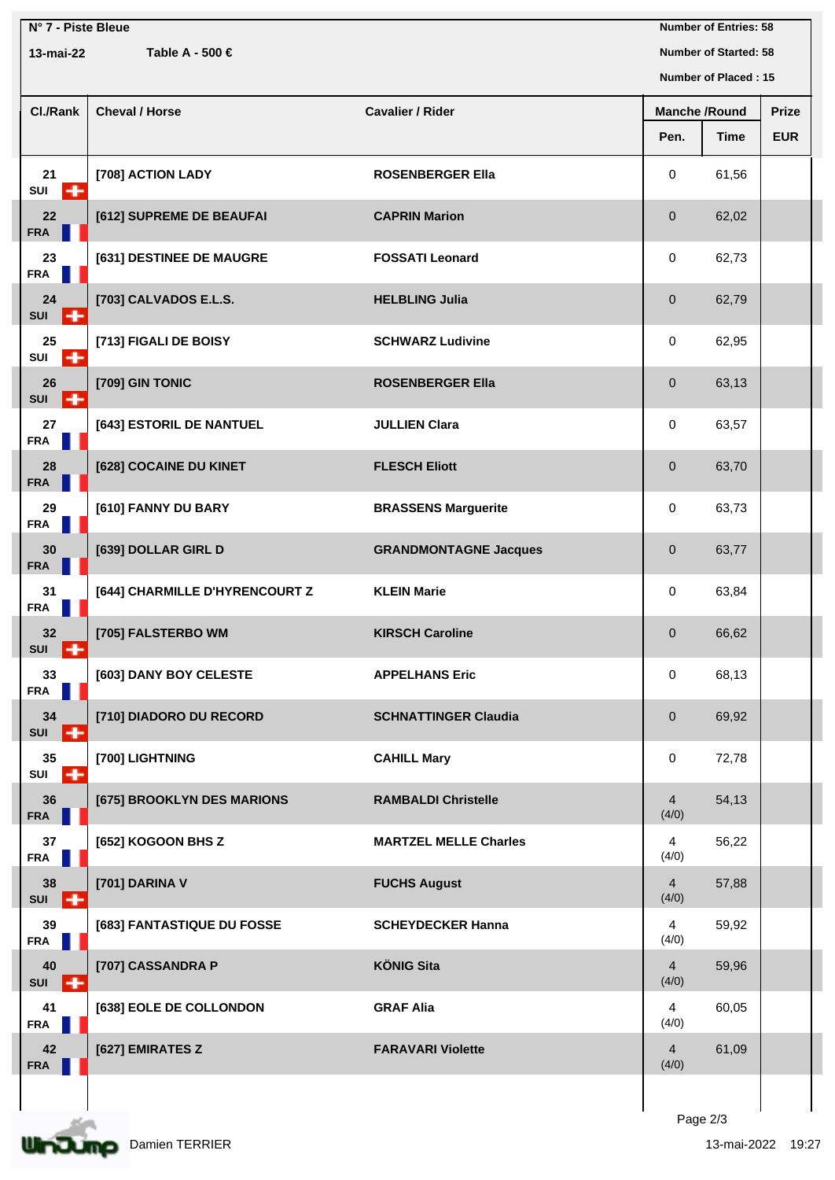N° 7 - Piste Bleue

13-mai-22 Table A - 500 €

Number of Entries: 58
Number of Started: 58
Number of Placed : 15

| Cl./Rank | Cheval / Horse | Cavalier / Rider | Manche /Round | | Prize |
|---|---|---|---|---|---|
| | | | Pen. | Time | EUR |
| 21 SUI | [708] ACTION LADY | ROSENBERGER Ella | 0 | 61,56 | |
| 22 FRA | [612] SUPREME DE BEAUFAI | CAPRIN Marion | 0 | 62,02 | |
| 23 FRA | [631] DESTINEE DE MAUGRE | FOSSATI Leonard | 0 | 62,73 | |
| 24 SUI | [703] CALVADOS E.L.S. | HELBLING Julia | 0 | 62,79 | |
| 25 SUI | [713] FIGALI DE BOISY | SCHWARZ Ludivine | 0 | 62,95 | |
| 26 SUI | [709] GIN TONIC | ROSENBERGER Ella | 0 | 63,13 | |
| 27 FRA | [643] ESTORIL DE NANTUEL | JULLIEN Clara | 0 | 63,57 | |
| 28 FRA | [628] COCAINE DU KINET | FLESCH Eliott | 0 | 63,70 | |
| 29 FRA | [610] FANNY DU BARY | BRASSENS Marguerite | 0 | 63,73 | |
| 30 FRA | [639] DOLLAR GIRL D | GRANDMONTAGNE Jacques | 0 | 63,77 | |
| 31 FRA | [644] CHARMILLE D'HYRENCOURT Z | KLEIN Marie | 0 | 63,84 | |
| 32 SUI | [705] FALSTERBO WM | KIRSCH Caroline | 0 | 66,62 | |
| 33 FRA | [603] DANY BOY CELESTE | APPELHANS Eric | 0 | 68,13 | |
| 34 SUI | [710] DIADORO DU RECORD | SCHNATTINGER Claudia | 0 | 69,92 | |
| 35 SUI | [700] LIGHTNING | CAHILL Mary | 0 | 72,78 | |
| 36 FRA | [675] BROOKLYN DES MARIONS | RAMBALDI Christelle | 4 (4/0) | 54,13 | |
| 37 FRA | [652] KOGOON BHS Z | MARTZEL MELLE Charles | 4 (4/0) | 56,22 | |
| 38 SUI | [701] DARINA V | FUCHS August | 4 (4/0) | 57,88 | |
| 39 FRA | [683] FANTASTIQUE DU FOSSE | SCHEYDECKER Hanna | 4 (4/0) | 59,92 | |
| 40 SUI | [707] CASSANDRA P | KÖNIG Sita | 4 (4/0) | 59,96 | |
| 41 FRA | [638] EOLE DE COLLONDON | GRAF Alia | 4 (4/0) | 60,05 | |
| 42 FRA | [627] EMIRATES Z | FARAVARI Violette | 4 (4/0) | 61,09 | |

Damien TERRIER

13-mai-2022 19:27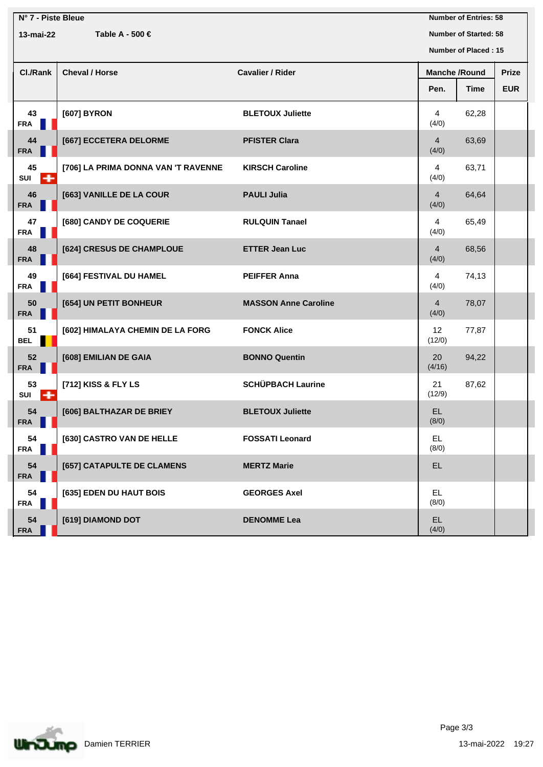N° 7 - Piste Bleue

13-mai-22 Table A - 500 €

Number of Entries: 58

Number of Started: 58

Number of Placed : 15

| Cl./Rank | Cheval / Horse | Cavalier / Rider | Manche /Round | | Prize |
|---|---|---|---|---|---|
| | | | Pen. | Time | EUR |
| 43 FRA | [607] BYRON | BLETOUX Juliette | 4 (4/0) | 62,28 | |
| 44 FRA | [667] ECCETERA DELORME | PFISTER Clara | 4 (4/0) | 63,69 | |
| 45 SUI | [706] LA PRIMA DONNA VAN 'T RAVENNE | KIRSCH Caroline | 4 (4/0) | 63,71 | |
| 46 FRA | [663] VANILLE DE LA COUR | PAULI Julia | 4 (4/0) | 64,64 | |
| 47 FRA | [680] CANDY DE COQUERIE | RULQUIN Tanael | 4 (4/0) | 65,49 | |
| 48 FRA | [624] CRESUS DE CHAMPLOUE | ETTER Jean Luc | 4 (4/0) | 68,56 | |
| 49 FRA | [664] FESTIVAL DU HAMEL | PEIFFER Anna | 4 (4/0) | 74,13 | |
| 50 FRA | [654] UN PETIT BONHEUR | MASSON Anne Caroline | 4 (4/0) | 78,07 | |
| 51 BEL | [602] HIMALAYA CHEMIN DE LA FORG | FONCK Alice | 12 (12/0) | 77,87 | |
| 52 FRA | [608] EMILIAN DE GAIA | BONNO Quentin | 20 (4/16) | 94,22 | |
| 53 SUI | [712] KISS & FLY LS | SCHÜPBACH Laurine | 21 (12/9) | 87,62 | |
| 54 FRA | [606] BALTHAZAR DE BRIEY | BLETOUX Juliette | EL (8/0) | | |
| 54 FRA | [630] CASTRO VAN DE HELLE | FOSSATI Leonard | EL (8/0) | | |
| 54 FRA | [657] CATAPULTE DE CLAMENS | MERTZ Marie | EL | | |
| 54 FRA | [635] EDEN DU HAUT BOIS | GEORGES Axel | EL (8/0) | | |
| 54 FRA | [619] DIAMOND DOT | DENOMME Lea | EL (4/0) | | |

Damien TERRIER

13-mai-2022 19:27